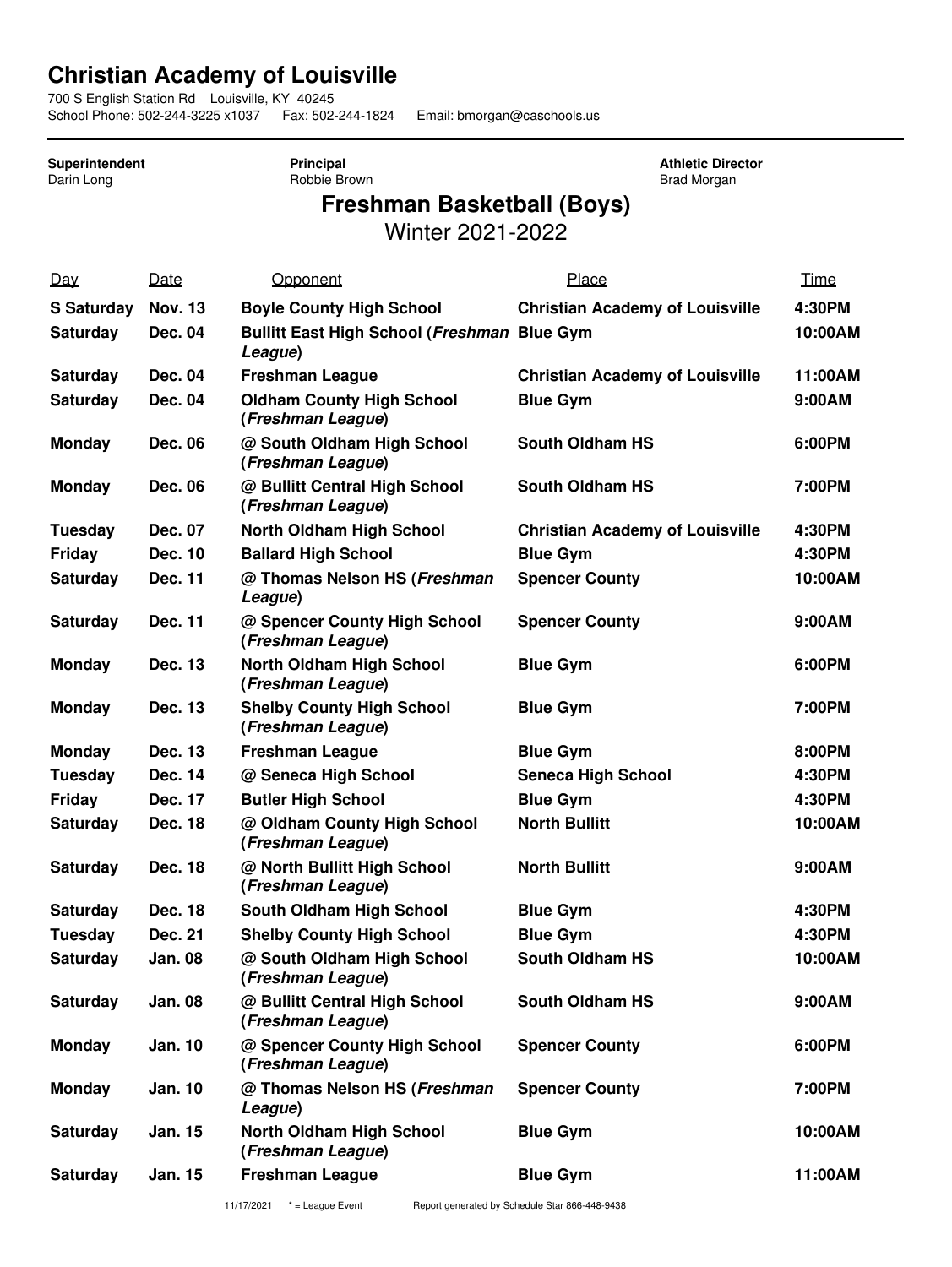# Christian Academy of Louisville

700 S English Station Rd Louisville, KY 40245
School Phone: 502-244-3225 x1037 Fax: 502-244-1824 Email: bmorgan@caschools.us

**Superintendent**
Darin Long

**Principal**
Robbie Brown

**Athletic Director**
Brad Morgan

## Freshman Basketball (Boys)

Winter 2021-2022

| Day | Date | Opponent | Place | Time |
|---|---|---|---|---|
| **S Saturday** | **Nov. 13** | **Boyle County High School** | **Christian Academy of Louisville** | **4:30PM** |
| **Saturday** | **Dec. 04** | **Bullitt East High School (*Freshman League*)** | **Blue Gym** | **10:00AM** |
| **Saturday** | **Dec. 04** | **Freshman League** | **Christian Academy of Louisville** | **11:00AM** |
| **Saturday** | **Dec. 04** | **Oldham County High School (*Freshman League*)** | **Blue Gym** | **9:00AM** |
| **Monday** | **Dec. 06** | **@ South Oldham High School (*Freshman League*)** | **South Oldham HS** | **6:00PM** |
| **Monday** | **Dec. 06** | **@ Bullitt Central High School (*Freshman League*)** | **South Oldham HS** | **7:00PM** |
| **Tuesday** | **Dec. 07** | **North Oldham High School** | **Christian Academy of Louisville** | **4:30PM** |
| **Friday** | **Dec. 10** | **Ballard High School** | **Blue Gym** | **4:30PM** |
| **Saturday** | **Dec. 11** | **@ Thomas Nelson HS (*Freshman League*)** | **Spencer County** | **10:00AM** |
| **Saturday** | **Dec. 11** | **@ Spencer County High School (*Freshman League*)** | **Spencer County** | **9:00AM** |
| **Monday** | **Dec. 13** | **North Oldham High School (*Freshman League*)** | **Blue Gym** | **6:00PM** |
| **Monday** | **Dec. 13** | **Shelby County High School (*Freshman League*)** | **Blue Gym** | **7:00PM** |
| **Monday** | **Dec. 13** | **Freshman League** | **Blue Gym** | **8:00PM** |
| **Tuesday** | **Dec. 14** | **@ Seneca High School** | **Seneca High School** | **4:30PM** |
| **Friday** | **Dec. 17** | **Butler High School** | **Blue Gym** | **4:30PM** |
| **Saturday** | **Dec. 18** | **@ Oldham County High School (*Freshman League*)** | **North Bullitt** | **10:00AM** |
| **Saturday** | **Dec. 18** | **@ North Bullitt High School (*Freshman League*)** | **North Bullitt** | **9:00AM** |
| **Saturday** | **Dec. 18** | **South Oldham High School** | **Blue Gym** | **4:30PM** |
| **Tuesday** | **Dec. 21** | **Shelby County High School** | **Blue Gym** | **4:30PM** |
| **Saturday** | **Jan. 08** | **@ South Oldham High School (*Freshman League*)** | **South Oldham HS** | **10:00AM** |
| **Saturday** | **Jan. 08** | **@ Bullitt Central High School (*Freshman League*)** | **South Oldham HS** | **9:00AM** |
| **Monday** | **Jan. 10** | **@ Spencer County High School (*Freshman League*)** | **Spencer County** | **6:00PM** |
| **Monday** | **Jan. 10** | **@ Thomas Nelson HS (*Freshman League*)** | **Spencer County** | **7:00PM** |
| **Saturday** | **Jan. 15** | **North Oldham High School (*Freshman League*)** | **Blue Gym** | **10:00AM** |
| **Saturday** | **Jan. 15** | **Freshman League** | **Blue Gym** | **11:00AM** |

11/17/2021 * = League Event Report generated by Schedule Star 866-448-9438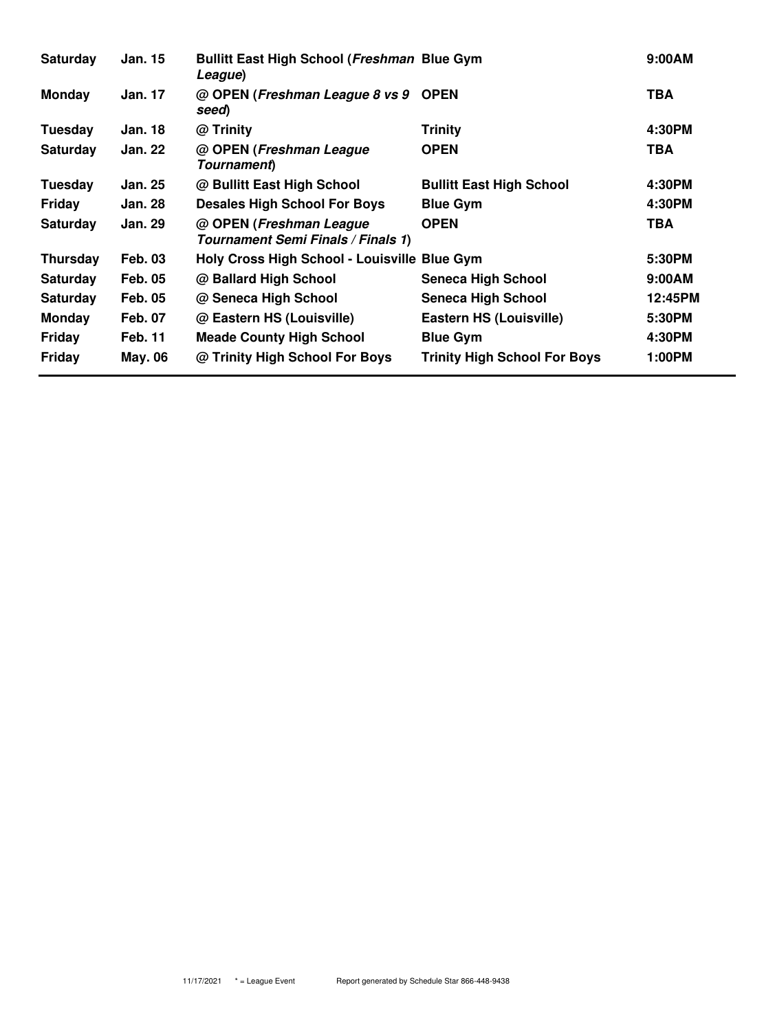| | | | | |
|---|---|---|---|---|
| **Saturday** | **Jan. 15** | **Bullitt East High School (*Freshman League*)** | **Blue Gym** | **9:00AM** |
| **Monday** | **Jan. 17** | **@ OPEN (*Freshman League 8 vs 9 seed*)** | **OPEN** | **TBA** |
| **Tuesday** | **Jan. 18** | **@ Trinity** | **Trinity** | **4:30PM** |
| **Saturday** | **Jan. 22** | **@ OPEN (*Freshman League Tournament*)** | **OPEN** | **TBA** |
| **Tuesday** | **Jan. 25** | **@ Bullitt East High School** | **Bullitt East High School** | **4:30PM** |
| **Friday** | **Jan. 28** | **Desales High School For Boys** | **Blue Gym** | **4:30PM** |
| **Saturday** | **Jan. 29** | **@ OPEN (*Freshman League Tournament Semi Finals / Finals 1*)** | **OPEN** | **TBA** |
| **Thursday** | **Feb. 03** | **Holy Cross High School - Louisville** | **Blue Gym** | **5:30PM** |
| **Saturday** | **Feb. 05** | **@ Ballard High School** | **Seneca High School** | **9:00AM** |
| **Saturday** | **Feb. 05** | **@ Seneca High School** | **Seneca High School** | **12:45PM** |
| **Monday** | **Feb. 07** | **@ Eastern HS (Louisville)** | **Eastern HS (Louisville)** | **5:30PM** |
| **Friday** | **Feb. 11** | **Meade County High School** | **Blue Gym** | **4:30PM** |
| **Friday** | **May. 06** | **@ Trinity High School For Boys** | **Trinity High School For Boys** | **1:00PM** |

11/17/2021 * = League Event Report generated by Schedule Star 866-448-9438